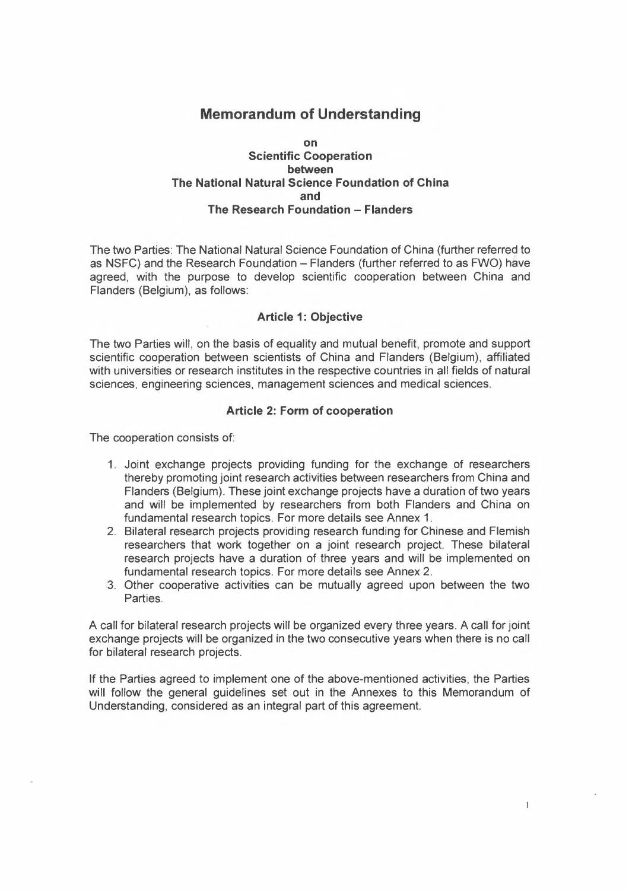# Memorandum of Understanding

**on**
**Scientific Cooperation**
**between**
**The National Natural Science Foundation of China**
**and**
**The Research Foundation – Flanders**

The two Parties: The National Natural Science Foundation of China (further referred to as NSFC) and the Research Foundation – Flanders (further referred to as FWO) have agreed, with the purpose to develop scientific cooperation between China and Flanders (Belgium), as follows:

### Article 1: Objective

The two Parties will, on the basis of equality and mutual benefit, promote and support scientific cooperation between scientists of China and Flanders (Belgium), affiliated with universities or research institutes in the respective countries in all fields of natural sciences, engineering sciences, management sciences and medical sciences.

### Article 2: Form of cooperation

The cooperation consists of:

1. Joint exchange projects providing funding for the exchange of researchers thereby promoting joint research activities between researchers from China and Flanders (Belgium). These joint exchange projects have a duration of two years and will be implemented by researchers from both Flanders and China on fundamental research topics. For more details see Annex 1.
2. Bilateral research projects providing research funding for Chinese and Flemish researchers that work together on a joint research project. These bilateral research projects have a duration of three years and will be implemented on fundamental research topics. For more details see Annex 2.
3. Other cooperative activities can be mutually agreed upon between the two Parties.

A call for bilateral research projects will be organized every three years. A call for joint exchange projects will be organized in the two consecutive years when there is no call for bilateral research projects.

If the Parties agreed to implement one of the above-mentioned activities, the Parties will follow the general guidelines set out in the Annexes to this Memorandum of Understanding, considered as an integral part of this agreement.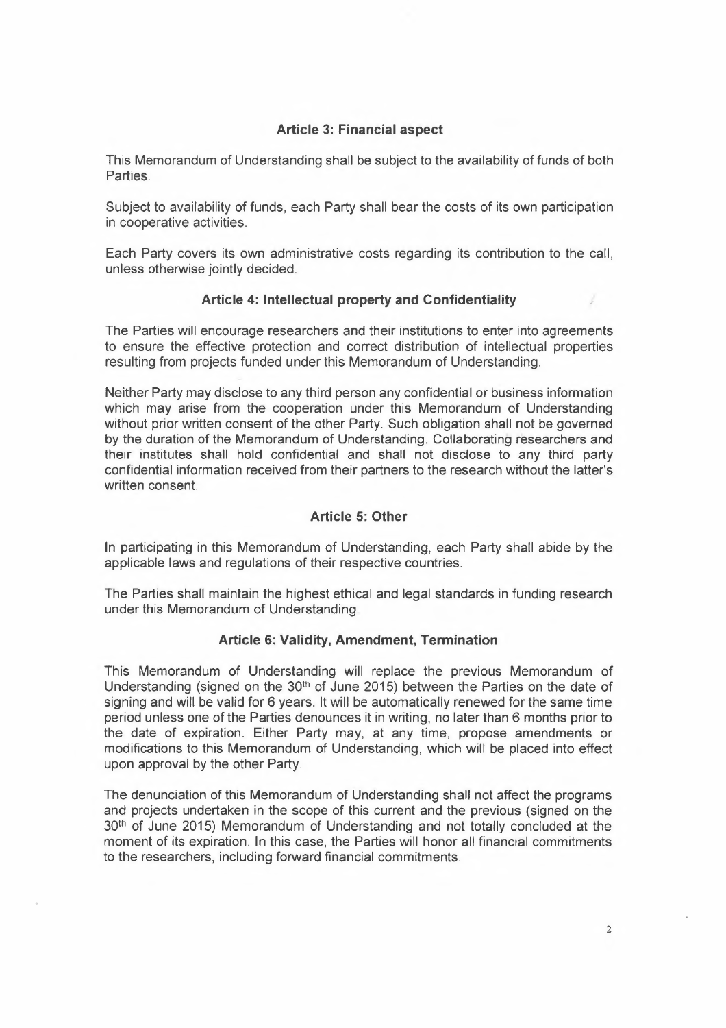### Article 3: Financial aspect

This Memorandum of Understanding shall be subject to the availability of funds of both Parties.

Subject to availability of funds, each Party shall bear the costs of its own participation in cooperative activities.

Each Party covers its own administrative costs regarding its contribution to the call, unless otherwise jointly decided.

### Article 4: Intellectual property and Confidentiality

The Parties will encourage researchers and their institutions to enter into agreements to ensure the effective protection and correct distribution of intellectual properties resulting from projects funded under this Memorandum of Understanding.

Neither Party may disclose to any third person any confidential or business information which may arise from the cooperation under this Memorandum of Understanding without prior written consent of the other Party. Such obligation shall not be governed by the duration of the Memorandum of Understanding. Collaborating researchers and their institutes shall hold confidential and shall not disclose to any third party confidential information received from their partners to the research without the latter's written consent.

### Article 5: Other

In participating in this Memorandum of Understanding, each Party shall abide by the applicable laws and regulations of their respective countries.

The Parties shall maintain the highest ethical and legal standards in funding research under this Memorandum of Understanding.

### Article 6: Validity, Amendment, Termination

This Memorandum of Understanding will replace the previous Memorandum of Understanding (signed on the 30th of June 2015) between the Parties on the date of signing and will be valid for 6 years. It will be automatically renewed for the same time period unless one of the Parties denounces it in writing, no later than 6 months prior to the date of expiration. Either Party may, at any time, propose amendments or modifications to this Memorandum of Understanding, which will be placed into effect upon approval by the other Party.

The denunciation of this Memorandum of Understanding shall not affect the programs and projects undertaken in the scope of this current and the previous (signed on the 30th of June 2015) Memorandum of Understanding and not totally concluded at the moment of its expiration. In this case, the Parties will honor all financial commitments to the researchers, including forward financial commitments.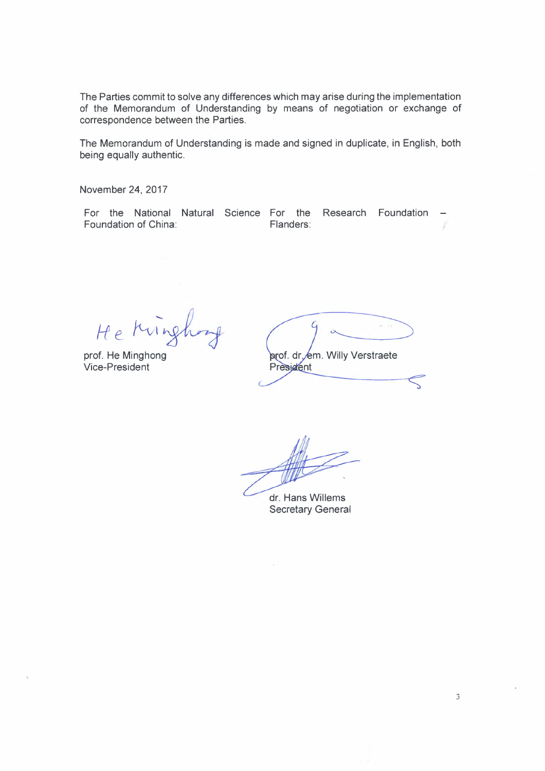The Parties commit to solve any differences which may arise during the implementation of the Memorandum of Understanding by means of negotiation or exchange of correspondence between the Parties.

The Memorandum of Understanding is made and signed in duplicate, in English, both being equally authentic.

November 24, 2017

| | |
|---|---|
| For the National Natural Science Foundation of China: | For the Research Foundation – Flanders: |
| prof. He Minghong<br>Vice-President | prof. dr. em. Willy Verstraete<br>President |
| | dr. Hans Willems<br>Secretary General |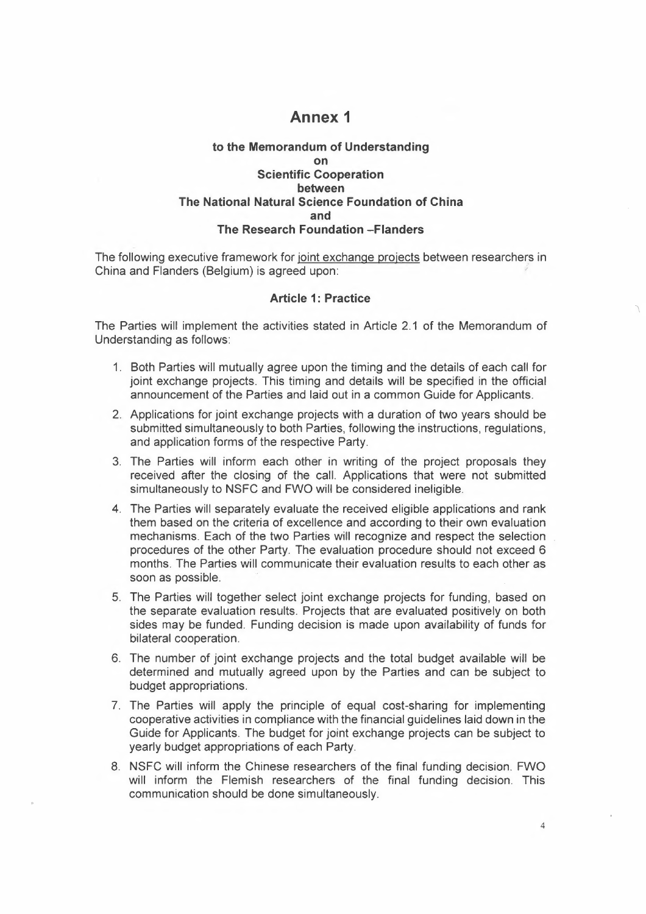# Annex 1

**to the Memorandum of Understanding**
**on**
**Scientific Cooperation**
**between**
**The National Natural Science Foundation of China**
**and**
**The Research Foundation –Flanders**

The following executive framework for joint exchange projects between researchers in China and Flanders (Belgium) is agreed upon:

### Article 1: Practice

The Parties will implement the activities stated in Article 2.1 of the Memorandum of Understanding as follows:

1. Both Parties will mutually agree upon the timing and the details of each call for joint exchange projects. This timing and details will be specified in the official announcement of the Parties and laid out in a common Guide for Applicants.
2. Applications for joint exchange projects with a duration of two years should be submitted simultaneously to both Parties, following the instructions, regulations, and application forms of the respective Party.
3. The Parties will inform each other in writing of the project proposals they received after the closing of the call. Applications that were not submitted simultaneously to NSFC and FWO will be considered ineligible.
4. The Parties will separately evaluate the received eligible applications and rank them based on the criteria of excellence and according to their own evaluation mechanisms. Each of the two Parties will recognize and respect the selection procedures of the other Party. The evaluation procedure should not exceed 6 months. The Parties will communicate their evaluation results to each other as soon as possible.
5. The Parties will together select joint exchange projects for funding, based on the separate evaluation results. Projects that are evaluated positively on both sides may be funded. Funding decision is made upon availability of funds for bilateral cooperation.
6. The number of joint exchange projects and the total budget available will be determined and mutually agreed upon by the Parties and can be subject to budget appropriations.
7. The Parties will apply the principle of equal cost-sharing for implementing cooperative activities in compliance with the financial guidelines laid down in the Guide for Applicants. The budget for joint exchange projects can be subject to yearly budget appropriations of each Party.
8. NSFC will inform the Chinese researchers of the final funding decision. FWO will inform the Flemish researchers of the final funding decision. This communication should be done simultaneously.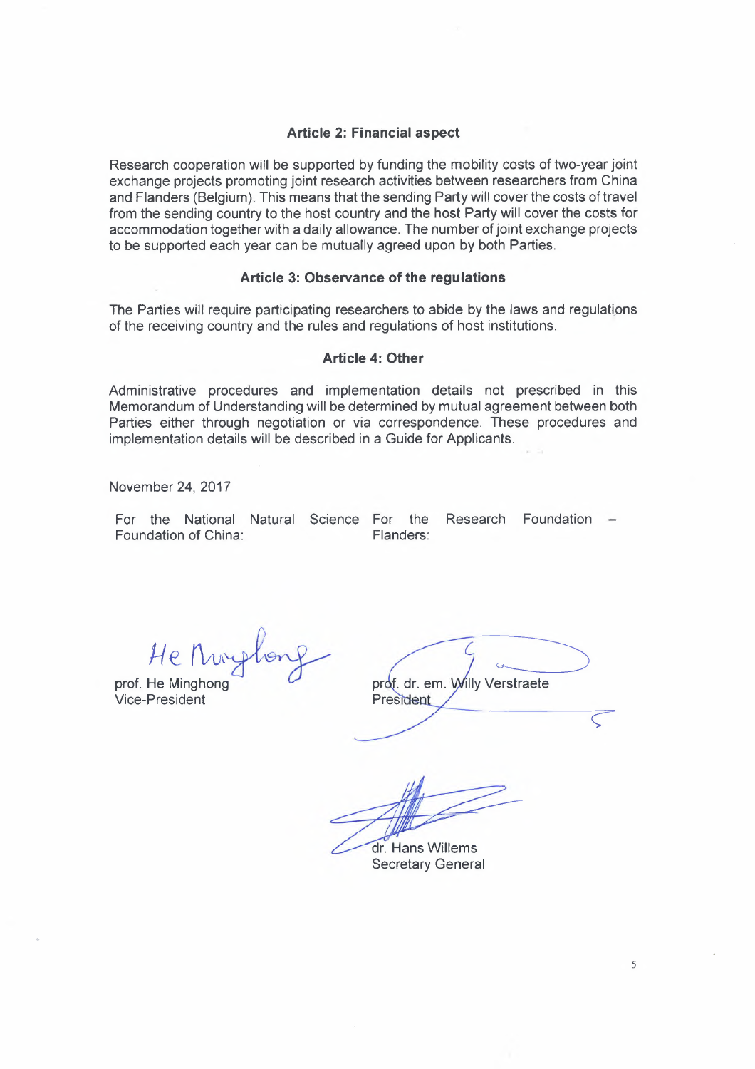### Article 2: Financial aspect

Research cooperation will be supported by funding the mobility costs of two-year joint exchange projects promoting joint research activities between researchers from China and Flanders (Belgium). This means that the sending Party will cover the costs of travel from the sending country to the host country and the host Party will cover the costs for accommodation together with a daily allowance. The number of joint exchange projects to be supported each year can be mutually agreed upon by both Parties.

### Article 3: Observance of the regulations

The Parties will require participating researchers to abide by the laws and regulations of the receiving country and the rules and regulations of host institutions.

### Article 4: Other

Administrative procedures and implementation details not prescribed in this Memorandum of Understanding will be determined by mutual agreement between both Parties either through negotiation or via correspondence. These procedures and implementation details will be described in a Guide for Applicants.

November 24, 2017

For the National Natural Science Foundation of China:

prof. He Minghong
Vice-President

For the Research Foundation – Flanders:

prof. dr. em. Willy Verstraete
President

dr. Hans Willems
Secretary General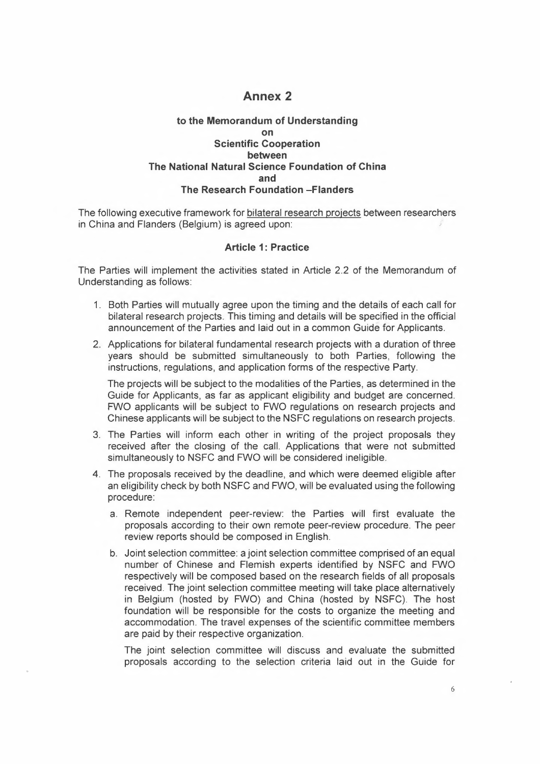# Annex 2

**to the Memorandum of Understanding**
**on**
**Scientific Cooperation**
**between**
**The National Natural Science Foundation of China**
**and**
**The Research Foundation –Flanders**

The following executive framework for bilateral research projects between researchers in China and Flanders (Belgium) is agreed upon:

### Article 1: Practice

The Parties will implement the activities stated in Article 2.2 of the Memorandum of Understanding as follows:

1. Both Parties will mutually agree upon the timing and the details of each call for bilateral research projects. This timing and details will be specified in the official announcement of the Parties and laid out in a common Guide for Applicants.
2. Applications for bilateral fundamental research projects with a duration of three years should be submitted simultaneously to both Parties, following the instructions, regulations, and application forms of the respective Party.

   The projects will be subject to the modalities of the Parties, as determined in the Guide for Applicants, as far as applicant eligibility and budget are concerned. FWO applicants will be subject to FWO regulations on research projects and Chinese applicants will be subject to the NSFC regulations on research projects.
3. The Parties will inform each other in writing of the project proposals they received after the closing of the call. Applications that were not submitted simultaneously to NSFC and FWO will be considered ineligible.
4. The proposals received by the deadline, and which were deemed eligible after an eligibility check by both NSFC and FWO, will be evaluated using the following procedure:
   a. Remote independent peer-review: the Parties will first evaluate the proposals according to their own remote peer-review procedure. The peer review reports should be composed in English.
   b. Joint selection committee: a joint selection committee comprised of an equal number of Chinese and Flemish experts identified by NSFC and FWO respectively will be composed based on the research fields of all proposals received. The joint selection committee meeting will take place alternatively in Belgium (hosted by FWO) and China (hosted by NSFC). The host foundation will be responsible for the costs to organize the meeting and accommodation. The travel expenses of the scientific committee members are paid by their respective organization.

      The joint selection committee will discuss and evaluate the submitted proposals according to the selection criteria laid out in the Guide for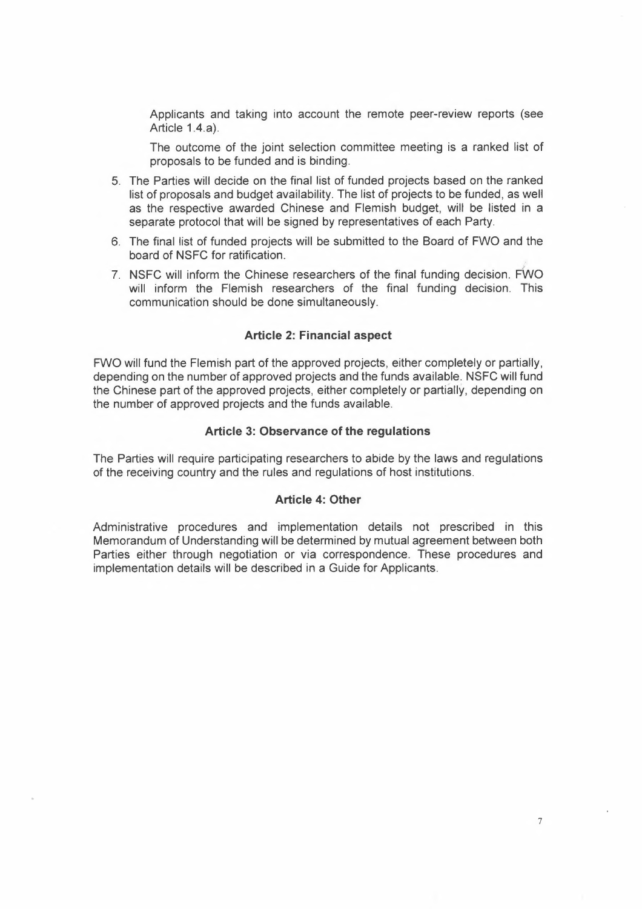Applicants and taking into account the remote peer-review reports (see Article 1.4.a).

The outcome of the joint selection committee meeting is a ranked list of proposals to be funded and is binding.

5. The Parties will decide on the final list of funded projects based on the ranked list of proposals and budget availability. The list of projects to be funded, as well as the respective awarded Chinese and Flemish budget, will be listed in a separate protocol that will be signed by representatives of each Party.
6. The final list of funded projects will be submitted to the Board of FWO and the board of NSFC for ratification.
7. NSFC will inform the Chinese researchers of the final funding decision. FWO will inform the Flemish researchers of the final funding decision. This communication should be done simultaneously.

### Article 2: Financial aspect

FWO will fund the Flemish part of the approved projects, either completely or partially, depending on the number of approved projects and the funds available. NSFC will fund the Chinese part of the approved projects, either completely or partially, depending on the number of approved projects and the funds available.

### Article 3: Observance of the regulations

The Parties will require participating researchers to abide by the laws and regulations of the receiving country and the rules and regulations of host institutions.

### Article 4: Other

Administrative procedures and implementation details not prescribed in this Memorandum of Understanding will be determined by mutual agreement between both Parties either through negotiation or via correspondence. These procedures and implementation details will be described in a Guide for Applicants.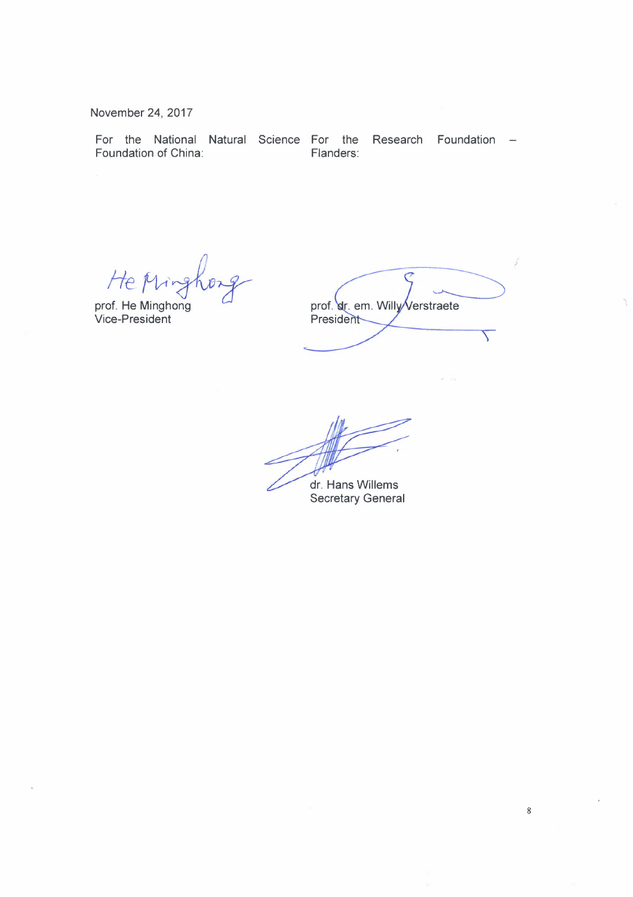November 24, 2017

| For the National Natural Science Foundation of China: | For the Research Foundation – Flanders: |
| --- | --- |
| prof. He Minghong<br>Vice-President | prof. dr. em. Willy Verstraete<br>President |
| | dr. Hans Willems<br>Secretary General |